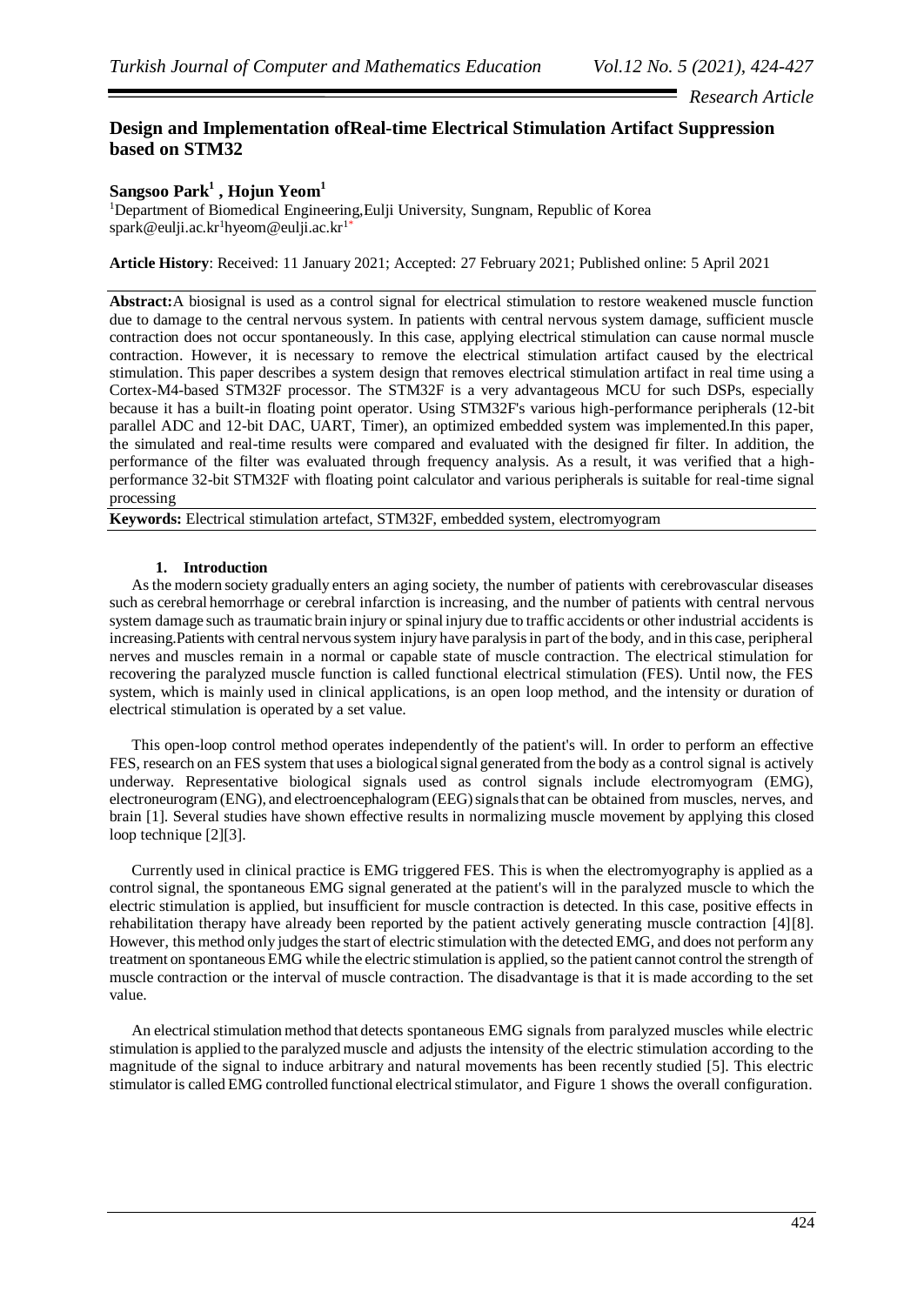*Research Article*

# Design and Implementation ofReal-time Electrical Stimulation Artifact Suppression based on STM32

**Sangsoo Park[1] , Hojun Yeom[1]**

[1]Department of Biomedical Engineering,Eulji University, Sungnam, Republic of Korea
spark@eulji.ac.kr[1]hyeom@eulji.ac.kr[1*]

**Article History**: Received: 11 January 2021; Accepted: 27 February 2021; Published online: 5 April 2021

**Abstract:**A biosignal is used as a control signal for electrical stimulation to restore weakened muscle function due to damage to the central nervous system. In patients with central nervous system damage, sufficient muscle contraction does not occur spontaneously. In this case, applying electrical stimulation can cause normal muscle contraction. However, it is necessary to remove the electrical stimulation artifact caused by the electrical stimulation. This paper describes a system design that removes electrical stimulation artifact in real time using a Cortex-M4-based STM32F processor. The STM32F is a very advantageous MCU for such DSPs, especially because it has a built-in floating point operator. Using STM32F's various high-performance peripherals (12-bit parallel ADC and 12-bit DAC, UART, Timer), an optimized embedded system was implemented.In this paper, the simulated and real-time results were compared and evaluated with the designed fir filter. In addition, the performance of the filter was evaluated through frequency analysis. As a result, it was verified that a high-performance 32-bit STM32F with floating point calculator and various peripherals is suitable for real-time signal processing

**Keywords:** Electrical stimulation artefact, STM32F, embedded system, electromyogram

## 1. Introduction

As the modern society gradually enters an aging society, the number of patients with cerebrovascular diseases such as cerebral hemorrhage or cerebral infarction is increasing, and the number of patients with central nervous system damage such as traumatic brain injury or spinal injury due to traffic accidents or other industrial accidents is increasing.Patients with central nervous system injury have paralysis in part of the body, and in this case, peripheral nerves and muscles remain in a normal or capable state of muscle contraction. The electrical stimulation for recovering the paralyzed muscle function is called functional electrical stimulation (FES). Until now, the FES system, which is mainly used in clinical applications, is an open loop method, and the intensity or duration of electrical stimulation is operated by a set value.

This open-loop control method operates independently of the patient's will. In order to perform an effective FES, research on an FES system that uses a biological signal generated from the body as a control signal is actively underway. Representative biological signals used as control signals include electromyogram (EMG), electroneurogram (ENG), and electroencephalogram (EEG) signals that can be obtained from muscles, nerves, and brain [1]. Several studies have shown effective results in normalizing muscle movement by applying this closed loop technique [2][3].

Currently used in clinical practice is EMG triggered FES. This is when the electromyography is applied as a control signal, the spontaneous EMG signal generated at the patient's will in the paralyzed muscle to which the electric stimulation is applied, but insufficient for muscle contraction is detected. In this case, positive effects in rehabilitation therapy have already been reported by the patient actively generating muscle contraction [4][8]. However, this method only judges the start of electric stimulation with the detected EMG, and does not perform any treatment on spontaneous EMG while the electric stimulation is applied, so the patient cannot control the strength of muscle contraction or the interval of muscle contraction. The disadvantage is that it is made according to the set value.

An electrical stimulation method that detects spontaneous EMG signals from paralyzed muscles while electric stimulation is applied to the paralyzed muscle and adjusts the intensity of the electric stimulation according to the magnitude of the signal to induce arbitrary and natural movements has been recently studied [5]. This electric stimulator is called EMG controlled functional electrical stimulator, and Figure 1 shows the overall configuration.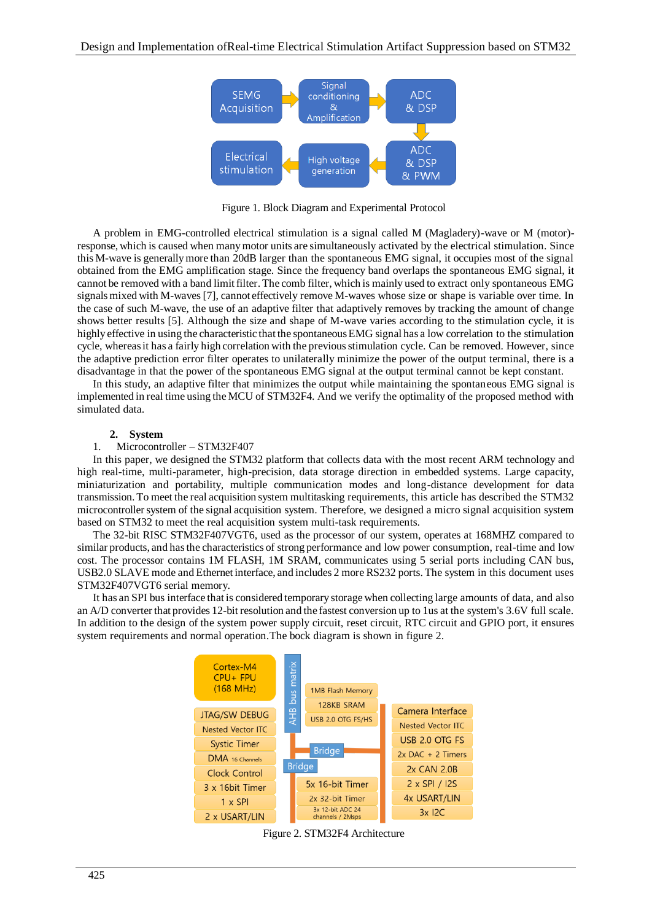Figure 1. Block Diagram and Experimental Protocol

A problem in EMG-controlled electrical stimulation is a signal called M (Magladery)-wave or M (motor)-response, which is caused when many motor units are simultaneously activated by the electrical stimulation. Since this M-wave is generally more than 20dB larger than the spontaneous EMG signal, it occupies most of the signal obtained from the EMG amplification stage. Since the frequency band overlaps the spontaneous EMG signal, it cannot be removed with a band limit filter. The comb filter, which is mainly used to extract only spontaneous EMG signals mixed with M-waves [7], cannot effectively remove M-waves whose size or shape is variable over time. In the case of such M-wave, the use of an adaptive filter that adaptively removes by tracking the amount of change shows better results [5]. Although the size and shape of M-wave varies according to the stimulation cycle, it is highly effective in using the characteristic that the spontaneous EMG signal has a low correlation to the stimulation cycle, whereas it has a fairly high correlation with the previous stimulation cycle. Can be removed. However, since the adaptive prediction error filter operates to unilaterally minimize the power of the output terminal, there is a disadvantage in that the power of the spontaneous EMG signal at the output terminal cannot be kept constant.

In this study, an adaptive filter that minimizes the output while maintaining the spontaneous EMG signal is implemented in real time using the MCU of STM32F4. And we verify the optimality of the proposed method with simulated data.

## 2. System

1. Microcontroller – STM32F407

In this paper, we designed the STM32 platform that collects data with the most recent ARM technology and high real-time, multi-parameter, high-precision, data storage direction in embedded systems. Large capacity, miniaturization and portability, multiple communication modes and long-distance development for data transmission. To meet the real acquisition system multitasking requirements, this article has described the STM32 microcontroller system of the signal acquisition system. Therefore, we designed a micro signal acquisition system based on STM32 to meet the real acquisition system multi-task requirements.

The 32-bit RISC STM32F407VGT6, used as the processor of our system, operates at 168MHZ compared to similar products, and has the characteristics of strong performance and low power consumption, real-time and low cost. The processor contains 1M FLASH, 1M SRAM, communicates using 5 serial ports including CAN bus, USB2.0 SLAVE mode and Ethernet interface, and includes 2 more RS232 ports. The system in this document uses STM32F407VGT6 serial memory.

It has an SPI bus interface that is considered temporary storage when collecting large amounts of data, and also an A/D converter that provides 12-bit resolution and the fastest conversion up to 1us at the system's 3.6V full scale. In addition to the design of the system power supply circuit, reset circuit, RTC circuit and GPIO port, it ensures system requirements and normal operation.The bock diagram is shown in figure 2.

Figure 2. STM32F4 Architecture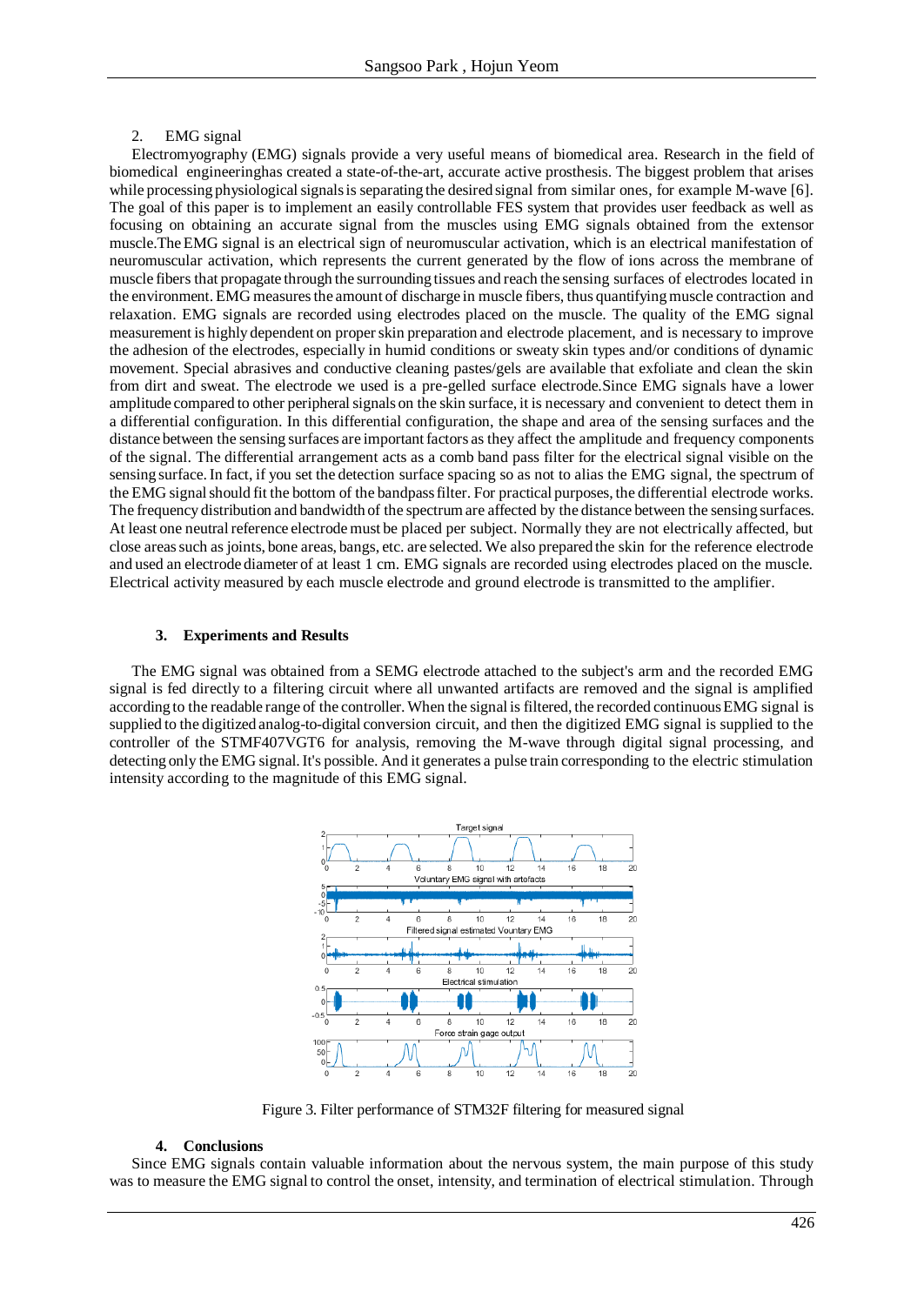## 2. EMG signal

Electromyography (EMG) signals provide a very useful means of biomedical area. Research in the field of biomedical engineeringhas created a state-of-the-art, accurate active prosthesis. The biggest problem that arises while processing physiological signals is separating the desired signal from similar ones, for example M-wave [6]. The goal of this paper is to implement an easily controllable FES system that provides user feedback as well as focusing on obtaining an accurate signal from the muscles using EMG signals obtained from the extensor muscle.The EMG signal is an electrical sign of neuromuscular activation, which is an electrical manifestation of neuromuscular activation, which represents the current generated by the flow of ions across the membrane of muscle fibers that propagate through the surrounding tissues and reach the sensing surfaces of electrodes located in the environment. EMG measures the amount of discharge in muscle fibers, thus quantifying muscle contraction and relaxation. EMG signals are recorded using electrodes placed on the muscle. The quality of the EMG signal measurement is highly dependent on proper skin preparation and electrode placement, and is necessary to improve the adhesion of the electrodes, especially in humid conditions or sweaty skin types and/or conditions of dynamic movement. Special abrasives and conductive cleaning pastes/gels are available that exfoliate and clean the skin from dirt and sweat. The electrode we used is a pre-gelled surface electrode.Since EMG signals have a lower amplitude compared to other peripheral signals on the skin surface, it is necessary and convenient to detect them in a differential configuration. In this differential configuration, the shape and area of the sensing surfaces and the distance between the sensing surfaces are important factors as they affect the amplitude and frequency components of the signal. The differential arrangement acts as a comb band pass filter for the electrical signal visible on the sensing surface. In fact, if you set the detection surface spacing so as not to alias the EMG signal, the spectrum of the EMG signal should fit the bottom of the bandpass filter. For practical purposes, the differential electrode works. The frequency distribution and bandwidth of the spectrum are affected by the distance between the sensing surfaces. At least one neutral reference electrode must be placed per subject. Normally they are not electrically affected, but close areas such as joints, bone areas, bangs, etc. are selected. We also prepared the skin for the reference electrode and used an electrode diameter of at least 1 cm. EMG signals are recorded using electrodes placed on the muscle. Electrical activity measured by each muscle electrode and ground electrode is transmitted to the amplifier.

## 3. Experiments and Results

The EMG signal was obtained from a SEMG electrode attached to the subject's arm and the recorded EMG signal is fed directly to a filtering circuit where all unwanted artifacts are removed and the signal is amplified according to the readable range of the controller. When the signal is filtered, the recorded continuous EMG signal is supplied to the digitized analog-to-digital conversion circuit, and then the digitized EMG signal is supplied to the controller of the STMF407VGT6 for analysis, removing the M-wave through digital signal processing, and detecting only the EMG signal. It's possible. And it generates a pulse train corresponding to the electric stimulation intensity according to the magnitude of this EMG signal.

Figure 3. Filter performance of STM32F filtering for measured signal

## 4. Conclusions

Since EMG signals contain valuable information about the nervous system, the main purpose of this study was to measure the EMG signal to control the onset, intensity, and termination of electrical stimulation. Through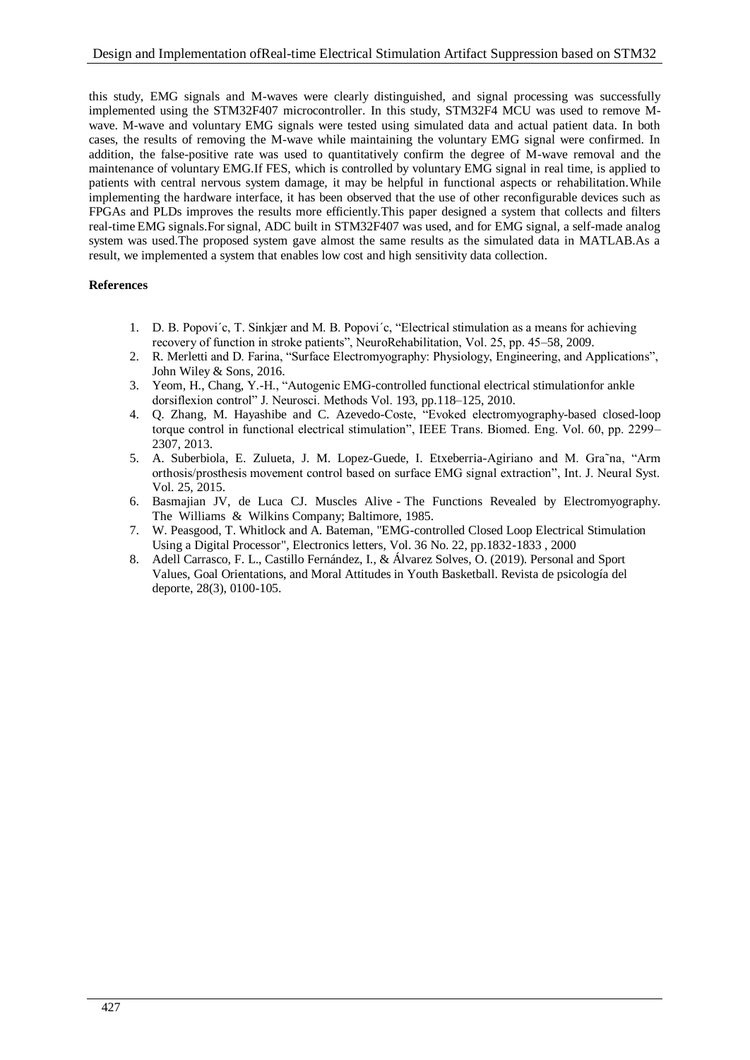this study, EMG signals and M-waves were clearly distinguished, and signal processing was successfully implemented using the STM32F407 microcontroller. In this study, STM32F4 MCU was used to remove M-wave. M-wave and voluntary EMG signals were tested using simulated data and actual patient data. In both cases, the results of removing the M-wave while maintaining the voluntary EMG signal were confirmed. In addition, the false-positive rate was used to quantitatively confirm the degree of M-wave removal and the maintenance of voluntary EMG.If FES, which is controlled by voluntary EMG signal in real time, is applied to patients with central nervous system damage, it may be helpful in functional aspects or rehabilitation.While implementing the hardware interface, it has been observed that the use of other reconfigurable devices such as FPGAs and PLDs improves the results more efficiently.This paper designed a system that collects and filters real-time EMG signals.For signal, ADC built in STM32F407 was used, and for EMG signal, a self-made analog system was used.The proposed system gave almost the same results as the simulated data in MATLAB.As a result, we implemented a system that enables low cost and high sensitivity data collection.

**References**

1. D. B. Popovi´c, T. Sinkjær and M. B. Popovi´c, "Electrical stimulation as a means for achieving recovery of function in stroke patients", NeuroRehabilitation, Vol. 25, pp. 45–58, 2009.
2. R. Merletti and D. Farina, "Surface Electromyography: Physiology, Engineering, and Applications", John Wiley & Sons, 2016.
3. Yeom, H., Chang, Y.-H., "Autogenic EMG-controlled functional electrical stimulationfor ankle dorsiflexion control" J. Neurosci. Methods Vol. 193, pp.118–125, 2010.
4. Q. Zhang, M. Hayashibe and C. Azevedo-Coste, "Evoked electromyography-based closed-loop torque control in functional electrical stimulation", IEEE Trans. Biomed. Eng. Vol. 60, pp. 2299–2307, 2013.
5. A. Suberbiola, E. Zulueta, J. M. Lopez-Guede, I. Etxeberria-Agiriano and M. Gra˜na, "Arm orthosis/prosthesis movement control based on surface EMG signal extraction", Int. J. Neural Syst. Vol. 25, 2015.
6. Basmajian JV, de Luca CJ. Muscles Alive - The Functions Revealed by Electromyography. The Williams & Wilkins Company; Baltimore, 1985.
7. W. Peasgood, T. Whitlock and A. Bateman, "EMG-controlled Closed Loop Electrical Stimulation Using a Digital Processor", Electronics letters, Vol. 36 No. 22, pp.1832-1833 , 2000
8. Adell Carrasco, F. L., Castillo Fernández, I., & Álvarez Solves, O. (2019). Personal and Sport Values, Goal Orientations, and Moral Attitudes in Youth Basketball. Revista de psicología del deporte, 28(3), 0100-105.